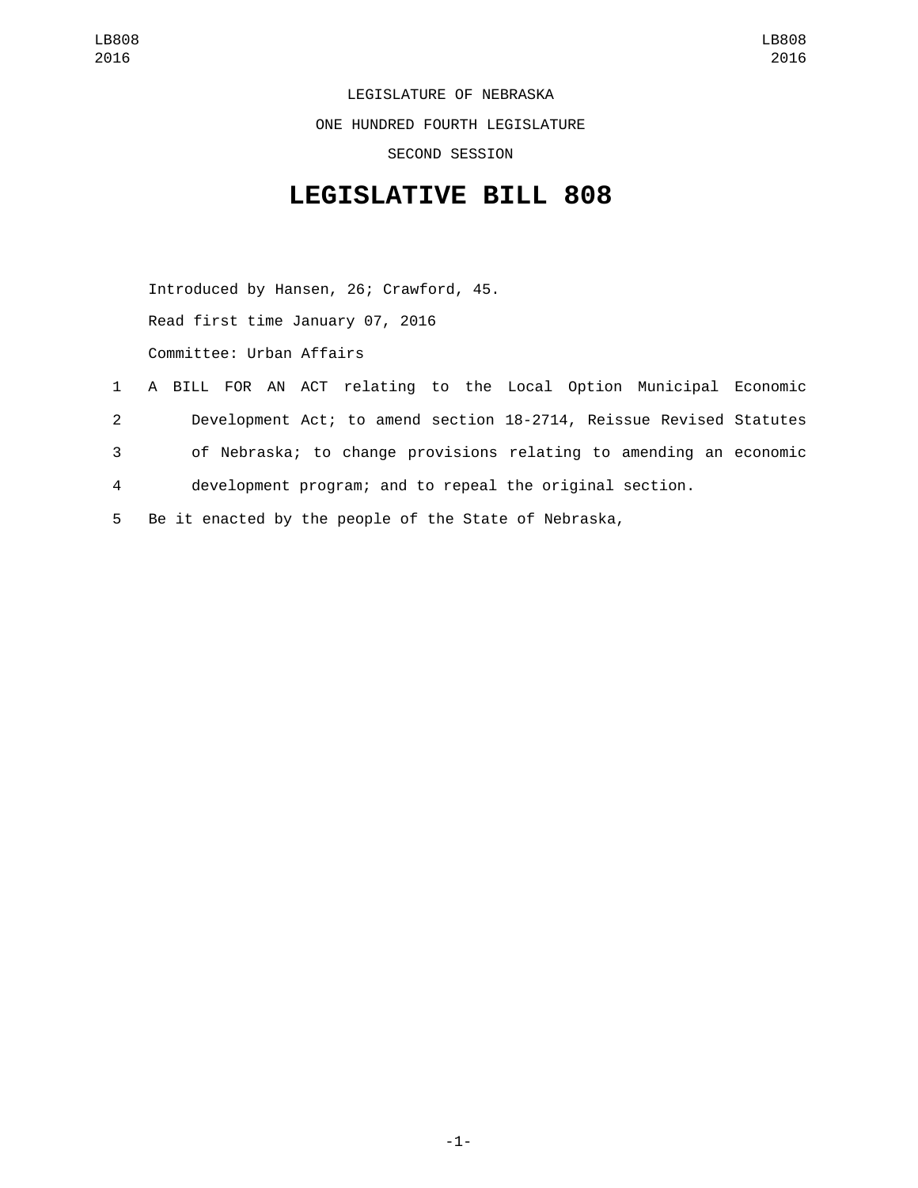LEGISLATURE OF NEBRASKA

ONE HUNDRED FOURTH LEGISLATURE

SECOND SESSION

# LEGISLATIVE BILL 808

Introduced by Hansen, 26; Crawford, 45.

Read first time January 07, 2016

Committee: Urban Affairs

1 A BILL FOR AN ACT relating to the Local Option Municipal Economic
2 Development Act; to amend section 18-2714, Reissue Revised Statutes
3 of Nebraska; to change provisions relating to amending an economic
4 development program; and to repeal the original section.

5 Be it enacted by the people of the State of Nebraska,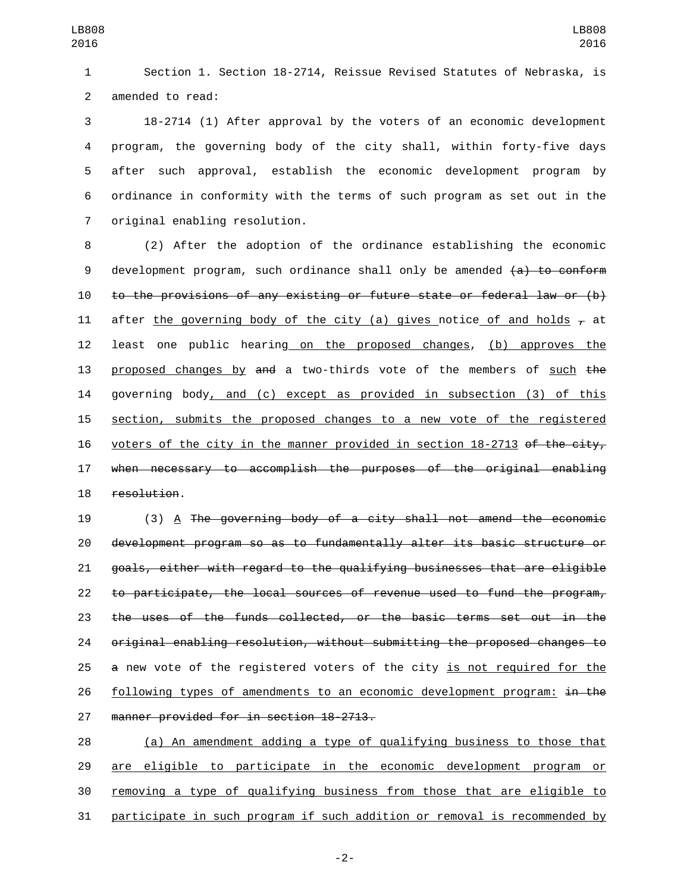Section 1. Section 18-2714, Reissue Revised Statutes of Nebraska, is amended to read:

18-2714 (1) After approval by the voters of an economic development program, the governing body of the city shall, within forty-five days after such approval, establish the economic development program by ordinance in conformity with the terms of such program as set out in the original enabling resolution.

(2) After the adoption of the ordinance establishing the economic development program, such ordinance shall only be amended ~~(a) to conform to the provisions of any existing or future state or federal law or (b)~~ after <u>the governing body of the city (a) gives </u>notice<u> of and holds</u> ~~,~~ at least one public hearing<u> on the proposed changes</u>, <u>(b) approves the proposed changes by</u> ~~and~~ a two-thirds vote of the members of <u>such</u> ~~the~~ governing body<u>, and (c) except as provided in subsection (3) of this section, submits the proposed changes to a new vote of the registered voters of the city in the manner provided in section 18-2713</u> ~~of the city, when necessary to accomplish the purposes of the original enabling resolution~~.

(3) <u>A</u> ~~The governing body of a city shall not amend the economic development program so as to fundamentally alter its basic structure or goals, either with regard to the qualifying businesses that are eligible to participate, the local sources of revenue used to fund the program, the uses of the funds collected, or the basic terms set out in the original enabling resolution, without submitting the proposed changes to a~~ new vote of the registered voters of the city <u>is not required for the following types of amendments to an economic development program:</u> ~~in the manner provided for in section 18-2713.~~

<u>(a) An amendment adding a type of qualifying business to those that are eligible to participate in the economic development program or removing a type of qualifying business from those that are eligible to participate in such program if such addition or removal is recommended by</u>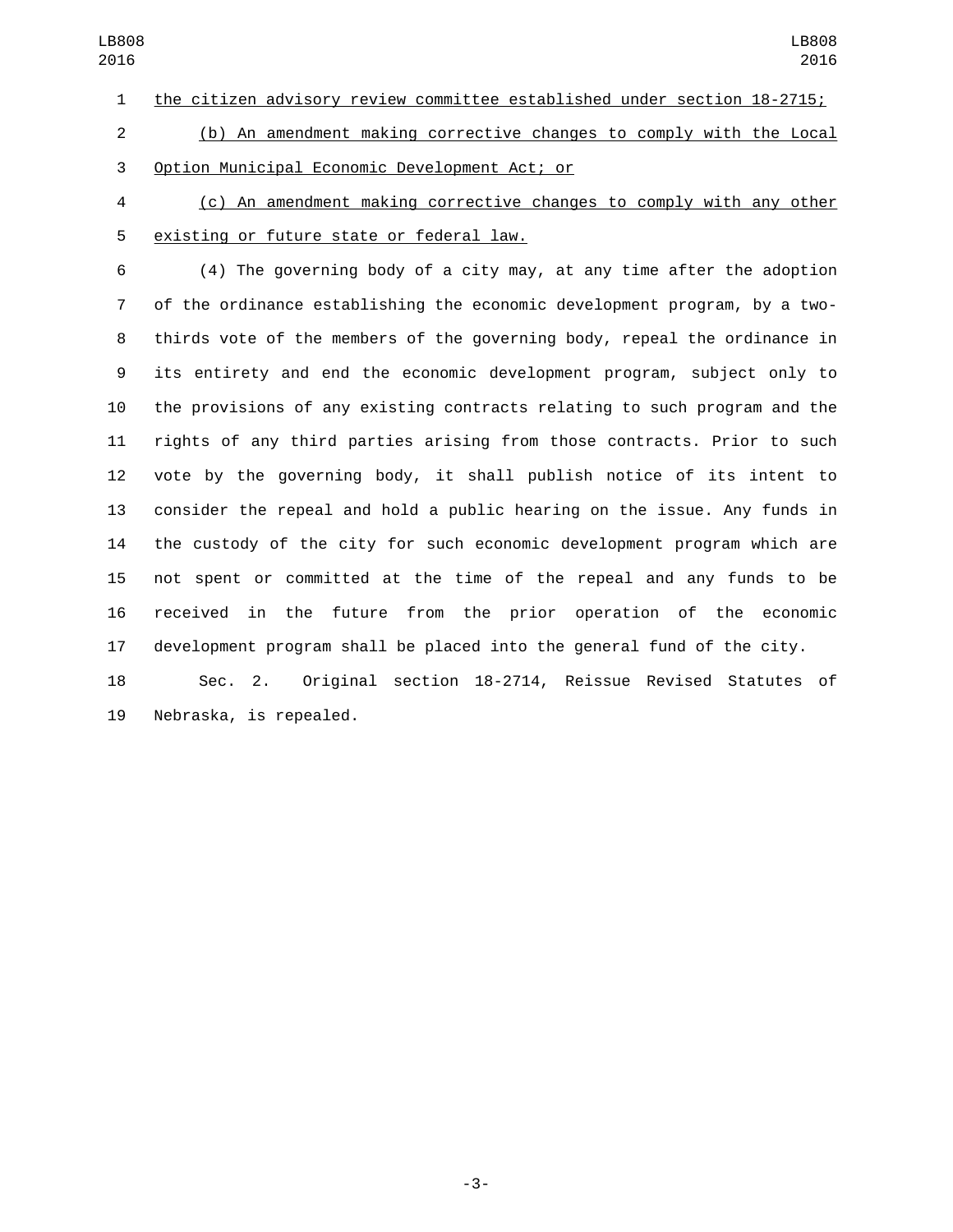the citizen advisory review committee established under section 18-2715;

(b) An amendment making corrective changes to comply with the Local Option Municipal Economic Development Act; or

(c) An amendment making corrective changes to comply with any other existing or future state or federal law.

(4) The governing body of a city may, at any time after the adoption of the ordinance establishing the economic development program, by a two-thirds vote of the members of the governing body, repeal the ordinance in its entirety and end the economic development program, subject only to the provisions of any existing contracts relating to such program and the rights of any third parties arising from those contracts. Prior to such vote by the governing body, it shall publish notice of its intent to consider the repeal and hold a public hearing on the issue. Any funds in the custody of the city for such economic development program which are not spent or committed at the time of the repeal and any funds to be received in the future from the prior operation of the economic development program shall be placed into the general fund of the city.

Sec. 2. Original section 18-2714, Reissue Revised Statutes of Nebraska, is repealed.